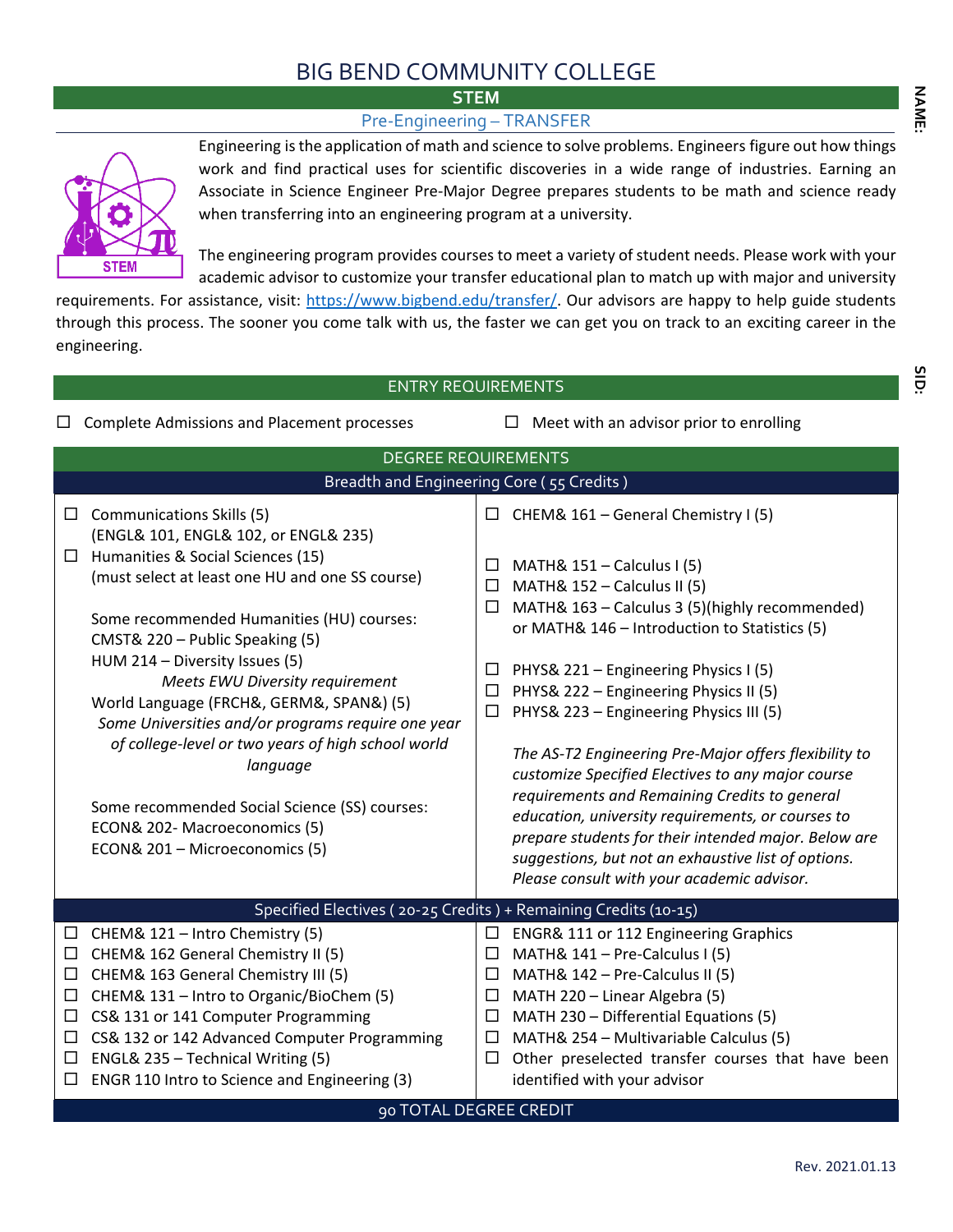# BIG BEND COMMUNITY COLLEGE

## STEM

### Pre-Engineering – TRANSFER

NAME:

SID:

Engineering is the application of math and science to solve problems. Engineers figure out how things work and find practical uses for scientific discoveries in a wide range of industries. Earning an Associate in Science Engineer Pre-Major Degree prepares students to be math and science ready when transferring into an engineering program at a university.

The engineering program provides courses to meet a variety of student needs. Please work with your academic advisor to customize your transfer educational plan to match up with major and university requirements. For assistance, visit: https://www.bigbend.edu/transfer/. Our advisors are happy to help guide students through this process. The sooner you come talk with us, the faster we can get you on track to an exciting career in the engineering.

## ENTRY REQUIREMENTS

- ☐ Complete Admissions and Placement processes
- ☐ Meet with an advisor prior to enrolling

## DEGREE REQUIREMENTS

### Breadth and Engineering Core ( 55 Credits )

- ☐ Communications Skills (5)
  (ENGL& 101, ENGL& 102, or ENGL& 235)
- ☐ Humanities & Social Sciences (15)
  (must select at least one HU and one SS course)

  Some recommended Humanities (HU) courses:
  CMST& 220 – Public Speaking (5)
  HUM 214 – Diversity Issues (5)
  *Meets EWU Diversity requirement*
  World Language (FRCH&, GERM&, SPAN&) (5)
  *Some Universities and/or programs require one year of college-level or two years of high school world language*

  Some recommended Social Science (SS) courses:
  ECON& 202- Macroeconomics (5)
  ECON& 201 – Microeconomics (5)

- ☐ CHEM& 161 – General Chemistry I (5)
- ☐ MATH& 151 – Calculus I (5)
- ☐ MATH& 152 – Calculus II (5)
- ☐ MATH& 163 – Calculus 3 (5)(highly recommended) or MATH& 146 – Introduction to Statistics (5)
- ☐ PHYS& 221 – Engineering Physics I (5)
- ☐ PHYS& 222 – Engineering Physics II (5)
- ☐ PHYS& 223 – Engineering Physics III (5)

*The AS-T2 Engineering Pre-Major offers flexibility to customize Specified Electives to any major course requirements and Remaining Credits to general education, university requirements, or courses to prepare students for their intended major. Below are suggestions, but not an exhaustive list of options. Please consult with your academic advisor.*

### Specified Electives ( 20-25 Credits ) + Remaining Credits (10-15)

- ☐ CHEM& 121 – Intro Chemistry (5)
- ☐ CHEM& 162 General Chemistry II (5)
- ☐ CHEM& 163 General Chemistry III (5)
- ☐ CHEM& 131 – Intro to Organic/BioChem (5)
- ☐ CS& 131 or 141 Computer Programming
- ☐ CS& 132 or 142 Advanced Computer Programming
- ☐ ENGL& 235 – Technical Writing (5)
- ☐ ENGR 110 Intro to Science and Engineering (3)
- ☐ ENGR& 111 or 112 Engineering Graphics
- ☐ MATH& 141 – Pre-Calculus I (5)
- ☐ MATH& 142 – Pre-Calculus II (5)
- ☐ MATH 220 – Linear Algebra (5)
- ☐ MATH 230 – Differential Equations (5)
- ☐ MATH& 254 – Multivariable Calculus (5)
- ☐ Other preselected transfer courses that have been identified with your advisor

### 90 TOTAL DEGREE CREDIT

Rev. 2021.01.13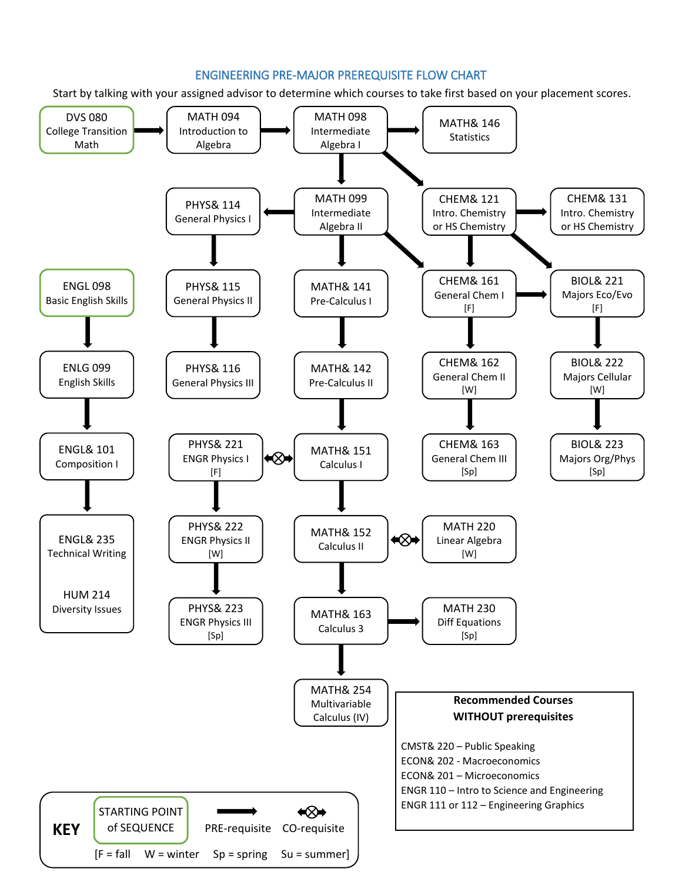## ENGINEERING PRE-MAJOR PREREQUISITE FLOW CHART

Start by talking with your assigned advisor to determine which courses to take first based on your placement scores.

DVS 080 College Transition Math → MATH 094 Introduction to Algebra → MATH 098 Intermediate Algebra I → MATH& 146 Statistics

MATH 098 Intermediate Algebra I → MATH 099 Intermediate Algebra II

MATH 098 Intermediate Algebra I → CHEM& 121 Intro. Chemistry or HS Chemistry

MATH 099 Intermediate Algebra II → PHYS& 114 General Physics I → PHYS& 115 General Physics II → PHYS& 116 General Physics III

MATH 099 Intermediate Algebra II → MATH& 141 Pre-Calculus I → MATH& 142 Pre-Calculus II → MATH& 151 Calculus I → MATH& 152 Calculus II → MATH& 163 Calculus 3 → MATH& 254 Multivariable Calculus (IV)

MATH 099 Intermediate Algebra II → CHEM& 161 General Chem I [F]

CHEM& 121 Intro. Chemistry or HS Chemistry → CHEM& 131 Intro. Chemistry or HS Chemistry

CHEM& 121 Intro. Chemistry or HS Chemistry → CHEM& 161 General Chem I [F] → CHEM& 162 General Chem II [W] → CHEM& 163 General Chem III [Sp]

CHEM& 121 Intro. Chemistry or HS Chemistry → BIOL& 221 Majors Eco/Evo [F]

CHEM& 161 General Chem I [F] → BIOL& 221 Majors Eco/Evo [F] → BIOL& 222 Majors Cellular [W] → BIOL& 223 Majors Org/Phys [Sp]

ENGL 098 Basic English Skills → ENLG 099 English Skills → ENGL& 101 Composition I → ENGL& 235 Technical Writing / HUM 214 Diversity Issues

PHYS& 221 ENGR Physics I [F] ⊗ (co-requisite) MATH& 151 Calculus I

PHYS& 221 ENGR Physics I [F] → PHYS& 222 ENGR Physics II [W] → PHYS& 223 ENGR Physics III [Sp]

MATH& 152 Calculus II ⊗ (co-requisite) MATH 220 Linear Algebra [W]

MATH& 163 Calculus 3 → MATH 230 Diff Equations [Sp]

**Recommended Courses WITHOUT prerequisites**

- CMST& 220 – Public Speaking
- ECON& 202 - Macroeconomics
- ECON& 201 – Microeconomics
- ENGR 110 – Intro to Science and Engineering
- ENGR 111 or 112 – Engineering Graphics

**KEY**

- STARTING POINT of SEQUENCE (green box)
- → PRE-requisite
- ⊗ CO-requisite

[F = fall W = winter Sp = spring Su = summer]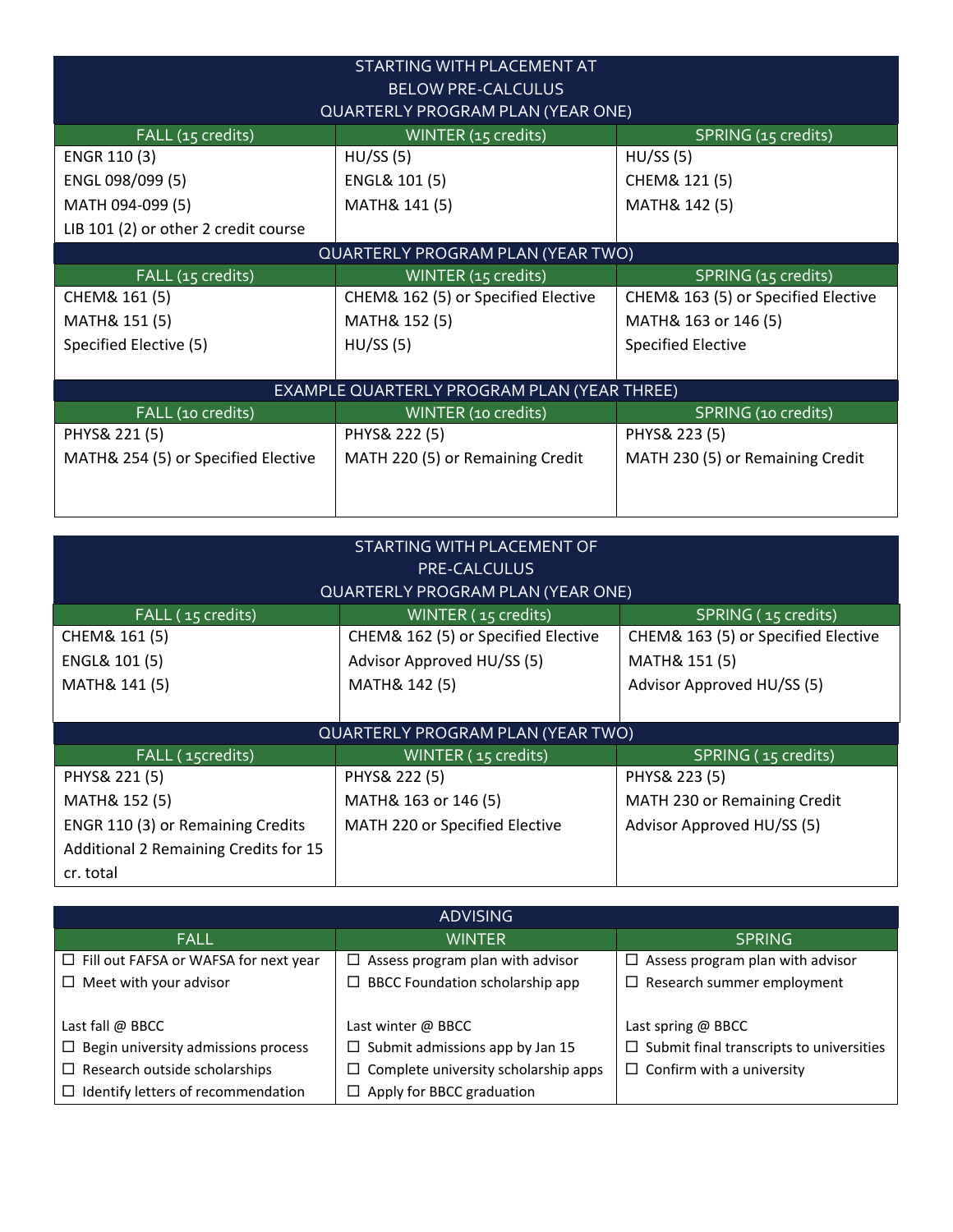## STARTING WITH PLACEMENT AT BELOW PRE-CALCULUS

### QUARTERLY PROGRAM PLAN (YEAR ONE)

| FALL (15 credits) | WINTER (15 credits) | SPRING (15 credits) |
| --- | --- | --- |
| ENGR 110 (3) | HU/SS (5) | HU/SS (5) |
| ENGL 098/099 (5) | ENGL& 101 (5) | CHEM& 121 (5) |
| MATH 094-099 (5) | MATH& 141 (5) | MATH& 142 (5) |
| LIB 101 (2) or other 2 credit course | | |

### QUARTERLY PROGRAM PLAN (YEAR TWO)

| FALL (15 credits) | WINTER (15 credits) | SPRING (15 credits) |
| --- | --- | --- |
| CHEM& 161 (5) | CHEM& 162 (5) or Specified Elective | CHEM& 163 (5) or Specified Elective |
| MATH& 151 (5) | MATH& 152 (5) | MATH& 163 or 146 (5) |
| Specified Elective (5) | HU/SS (5) | Specified Elective |

### EXAMPLE QUARTERLY PROGRAM PLAN (YEAR THREE)

| FALL (10 credits) | WINTER (10 credits) | SPRING (10 credits) |
| --- | --- | --- |
| PHYS& 221 (5) | PHYS& 222 (5) | PHYS& 223 (5) |
| MATH& 254 (5) or Specified Elective | MATH 220 (5) or Remaining Credit | MATH 230 (5) or Remaining Credit |

## STARTING WITH PLACEMENT OF PRE-CALCULUS

### QUARTERLY PROGRAM PLAN (YEAR ONE)

| FALL ( 15 credits) | WINTER ( 15 credits) | SPRING ( 15 credits) |
| --- | --- | --- |
| CHEM& 161 (5) | CHEM& 162 (5) or Specified Elective | CHEM& 163 (5) or Specified Elective |
| ENGL& 101 (5) | Advisor Approved HU/SS (5) | MATH& 151 (5) |
| MATH& 141 (5) | MATH& 142 (5) | Advisor Approved HU/SS (5) |

### QUARTERLY PROGRAM PLAN (YEAR TWO)

| FALL ( 15credits) | WINTER ( 15 credits) | SPRING ( 15 credits) |
| --- | --- | --- |
| PHYS& 221 (5) | PHYS& 222 (5) | PHYS& 223 (5) |
| MATH& 152 (5) | MATH& 163 or 146 (5) | MATH 230 or Remaining Credit |
| ENGR 110 (3) or Remaining Credits | MATH 220 or Specified Elective | Advisor Approved HU/SS (5) |
| Additional 2 Remaining Credits for 15 cr. total | | |

## ADVISING

| FALL | WINTER | SPRING |
| --- | --- | --- |
| ☐ Fill out FAFSA or WAFSA for next year | ☐ Assess program plan with advisor | ☐ Assess program plan with advisor |
| ☐ Meet with your advisor | ☐ BBCC Foundation scholarship app | ☐ Research summer employment |
| Last fall @ BBCC | Last winter @ BBCC | Last spring @ BBCC |
| ☐ Begin university admissions process | ☐ Submit admissions app by Jan 15 | ☐ Submit final transcripts to universities |
| ☐ Research outside scholarships | ☐ Complete university scholarship apps | ☐ Confirm with a university |
| ☐ Identify letters of recommendation | ☐ Apply for BBCC graduation | |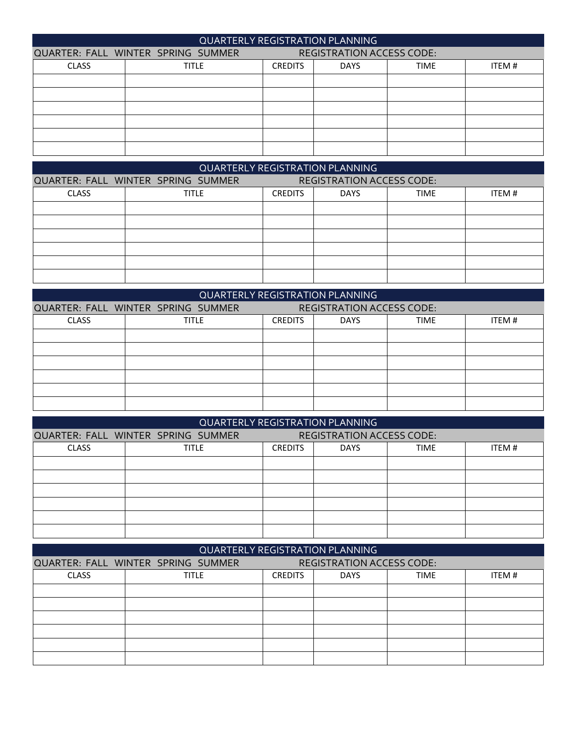## QUARTERLY REGISTRATION PLANNING

QUARTER: FALL WINTER SPRING SUMMER REGISTRATION ACCESS CODE:

| CLASS | TITLE | CREDITS | DAYS | TIME | ITEM # |
|---|---|---|---|---|---|
| | | | | | |
| | | | | | |
| | | | | | |
| | | | | | |
| | | | | | |
| | | | | | |

## QUARTERLY REGISTRATION PLANNING

QUARTER: FALL WINTER SPRING SUMMER REGISTRATION ACCESS CODE:

| CLASS | TITLE | CREDITS | DAYS | TIME | ITEM # |
|---|---|---|---|---|---|
| | | | | | |
| | | | | | |
| | | | | | |
| | | | | | |
| | | | | | |
| | | | | | |

## QUARTERLY REGISTRATION PLANNING

QUARTER: FALL WINTER SPRING SUMMER REGISTRATION ACCESS CODE:

| CLASS | TITLE | CREDITS | DAYS | TIME | ITEM # |
|---|---|---|---|---|---|
| | | | | | |
| | | | | | |
| | | | | | |
| | | | | | |
| | | | | | |
| | | | | | |

## QUARTERLY REGISTRATION PLANNING

QUARTER: FALL WINTER SPRING SUMMER REGISTRATION ACCESS CODE:

| CLASS | TITLE | CREDITS | DAYS | TIME | ITEM # |
|---|---|---|---|---|---|
| | | | | | |
| | | | | | |
| | | | | | |
| | | | | | |
| | | | | | |
| | | | | | |

## QUARTERLY REGISTRATION PLANNING

QUARTER: FALL WINTER SPRING SUMMER REGISTRATION ACCESS CODE:

| CLASS | TITLE | CREDITS | DAYS | TIME | ITEM # |
|---|---|---|---|---|---|
| | | | | | |
| | | | | | |
| | | | | | |
| | | | | | |
| | | | | | |
| | | | | | |